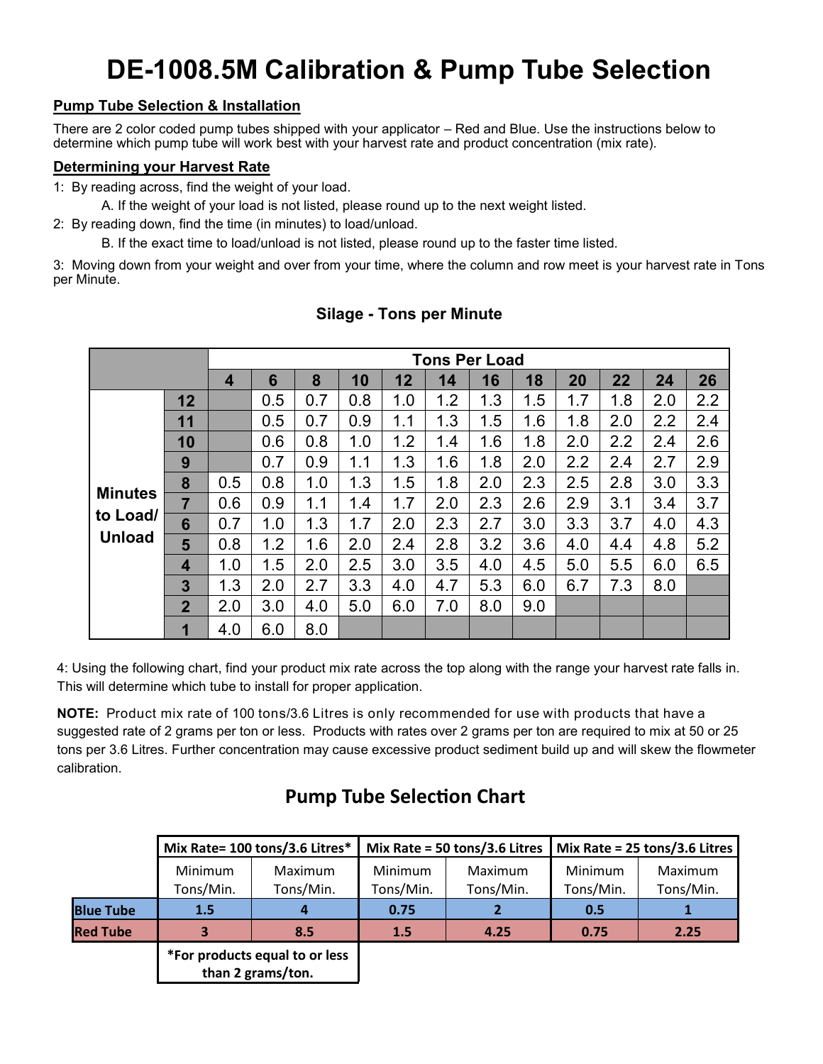# DE-1008.5M Calibration & Pump Tube Selection

## Pump Tube Selection & Installation

There are 2 color coded pump tubes shipped with your applicator – Red and Blue. Use the instructions below to determine which pump tube will work best with your harvest rate and product concentration (mix rate).

## Determining your Harvest Rate

1: By reading across, find the weight of your load.

   A. If the weight of your load is not listed, please round up to the next weight listed.

2: By reading down, find the time (in minutes) to load/unload.

   B. If the exact time to load/unload is not listed, please round up to the faster time listed.

3: Moving down from your weight and over from your time, where the column and row meet is your harvest rate in Tons per Minute.

### Silage - Tons per Minute

| | | Tons Per Load | | | | | | | | | | | |
|---|---|---|---|---|---|---|---|---|---|---|---|---|---|
| | | 4 | 6 | 8 | 10 | 12 | 14 | 16 | 18 | 20 | 22 | 24 | 26 |
| Minutes to Load/ Unload | 12 | | 0.5 | 0.7 | 0.8 | 1.0 | 1.2 | 1.3 | 1.5 | 1.7 | 1.8 | 2.0 | 2.2 |
| | 11 | | 0.5 | 0.7 | 0.9 | 1.1 | 1.3 | 1.5 | 1.6 | 1.8 | 2.0 | 2.2 | 2.4 |
| | 10 | | 0.6 | 0.8 | 1.0 | 1.2 | 1.4 | 1.6 | 1.8 | 2.0 | 2.2 | 2.4 | 2.6 |
| | 9 | | 0.7 | 0.9 | 1.1 | 1.3 | 1.6 | 1.8 | 2.0 | 2.2 | 2.4 | 2.7 | 2.9 |
| | 8 | 0.5 | 0.8 | 1.0 | 1.3 | 1.5 | 1.8 | 2.0 | 2.3 | 2.5 | 2.8 | 3.0 | 3.3 |
| | 7 | 0.6 | 0.9 | 1.1 | 1.4 | 1.7 | 2.0 | 2.3 | 2.6 | 2.9 | 3.1 | 3.4 | 3.7 |
| | 6 | 0.7 | 1.0 | 1.3 | 1.7 | 2.0 | 2.3 | 2.7 | 3.0 | 3.3 | 3.7 | 4.0 | 4.3 |
| | 5 | 0.8 | 1.2 | 1.6 | 2.0 | 2.4 | 2.8 | 3.2 | 3.6 | 4.0 | 4.4 | 4.8 | 5.2 |
| | 4 | 1.0 | 1.5 | 2.0 | 2.5 | 3.0 | 3.5 | 4.0 | 4.5 | 5.0 | 5.5 | 6.0 | 6.5 |
| | 3 | 1.3 | 2.0 | 2.7 | 3.3 | 4.0 | 4.7 | 5.3 | 6.0 | 6.7 | 7.3 | 8.0 | |
| | 2 | 2.0 | 3.0 | 4.0 | 5.0 | 6.0 | 7.0 | 8.0 | 9.0 | | | | |
| | 1 | 4.0 | 6.0 | 8.0 | | | | | | | | | |

4: Using the following chart, find your product mix rate across the top along with the range your harvest rate falls in. This will determine which tube to install for proper application.

**NOTE:** Product mix rate of 100 tons/3.6 Litres is only recommended for use with products that have a suggested rate of 2 grams per ton or less. Products with rates over 2 grams per ton are required to mix at 50 or 25 tons per 3.6 Litres. Further concentration may cause excessive product sediment build up and will skew the flowmeter calibration.

### Pump Tube Selection Chart

| | Mix Rate= 100 tons/3.6 Litres* | | Mix Rate = 50 tons/3.6 Litres | | Mix Rate = 25 tons/3.6 Litres | |
|---|---|---|---|---|---|---|
| | Minimum Tons/Min. | Maximum Tons/Min. | Minimum Tons/Min. | Maximum Tons/Min. | Minimum Tons/Min. | Maximum Tons/Min. |
| **Blue Tube** | 1.5 | 4 | 0.75 | 2 | 0.5 | 1 |
| **Red Tube** | 3 | 8.5 | 1.5 | 4.25 | 0.75 | 2.25 |

**\*For products equal to or less than 2 grams/ton.**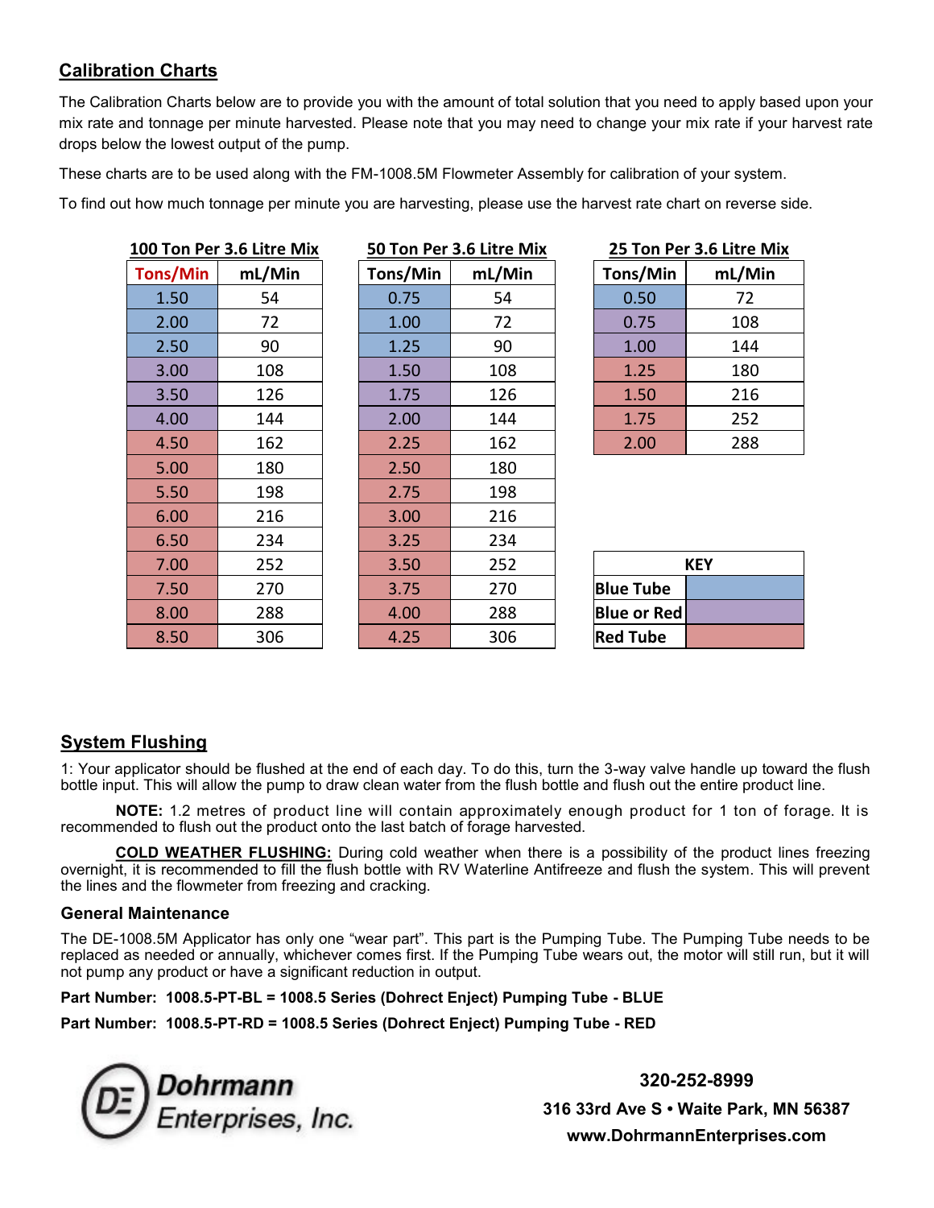## Calibration Charts

The Calibration Charts below are to provide you with the amount of total solution that you need to apply based upon your mix rate and tonnage per minute harvested. Please note that you may need to change your mix rate if your harvest rate drops below the lowest output of the pump.

These charts are to be used along with the FM-1008.5M Flowmeter Assembly for calibration of your system.

To find out how much tonnage per minute you are harvesting, please use the harvest rate chart on reverse side.

**100 Ton Per 3.6 Litre Mix**

| Tons/Min | mL/Min |
|---|---|
| 1.50 | 54 |
| 2.00 | 72 |
| 2.50 | 90 |
| 3.00 | 108 |
| 3.50 | 126 |
| 4.00 | 144 |
| 4.50 | 162 |
| 5.00 | 180 |
| 5.50 | 198 |
| 6.00 | 216 |
| 6.50 | 234 |
| 7.00 | 252 |
| 7.50 | 270 |
| 8.00 | 288 |
| 8.50 | 306 |

**50 Ton Per 3.6 Litre Mix**

| Tons/Min | mL/Min |
|---|---|
| 0.75 | 54 |
| 1.00 | 72 |
| 1.25 | 90 |
| 1.50 | 108 |
| 1.75 | 126 |
| 2.00 | 144 |
| 2.25 | 162 |
| 2.50 | 180 |
| 2.75 | 198 |
| 3.00 | 216 |
| 3.25 | 234 |
| 3.50 | 252 |
| 3.75 | 270 |
| 4.00 | 288 |
| 4.25 | 306 |

**25 Ton Per 3.6 Litre Mix**

| Tons/Min | mL/Min |
|---|---|
| 0.50 | 72 |
| 0.75 | 108 |
| 1.00 | 144 |
| 1.25 | 180 |
| 1.50 | 216 |
| 1.75 | 252 |
| 2.00 | 288 |

| KEY | |
|---|---|
| Blue Tube | |
| Blue or Red | |
| Red Tube | |

## System Flushing

1: Your applicator should be flushed at the end of each day. To do this, turn the 3-way valve handle up toward the flush bottle input. This will allow the pump to draw clean water from the flush bottle and flush out the entire product line.

**NOTE:** 1.2 metres of product line will contain approximately enough product for 1 ton of forage. It is recommended to flush out the product onto the last batch of forage harvested.

**COLD WEATHER FLUSHING:** During cold weather when there is a possibility of the product lines freezing overnight, it is recommended to fill the flush bottle with RV Waterline Antifreeze and flush the system. This will prevent the lines and the flowmeter from freezing and cracking.

### General Maintenance

The DE-1008.5M Applicator has only one "wear part". This part is the Pumping Tube. The Pumping Tube needs to be replaced as needed or annually, whichever comes first. If the Pumping Tube wears out, the motor will still run, but it will not pump any product or have a significant reduction in output.

**Part Number: 1008.5-PT-BL = 1008.5 Series (Dohrect Enject) Pumping Tube - BLUE**

**Part Number: 1008.5-PT-RD = 1008.5 Series (Dohrect Enject) Pumping Tube - RED**

Dohrmann Enterprises, Inc.

**320-252-8999**

**316 33rd Ave S • Waite Park, MN 56387**

**www.DohrmannEnterprises.com**